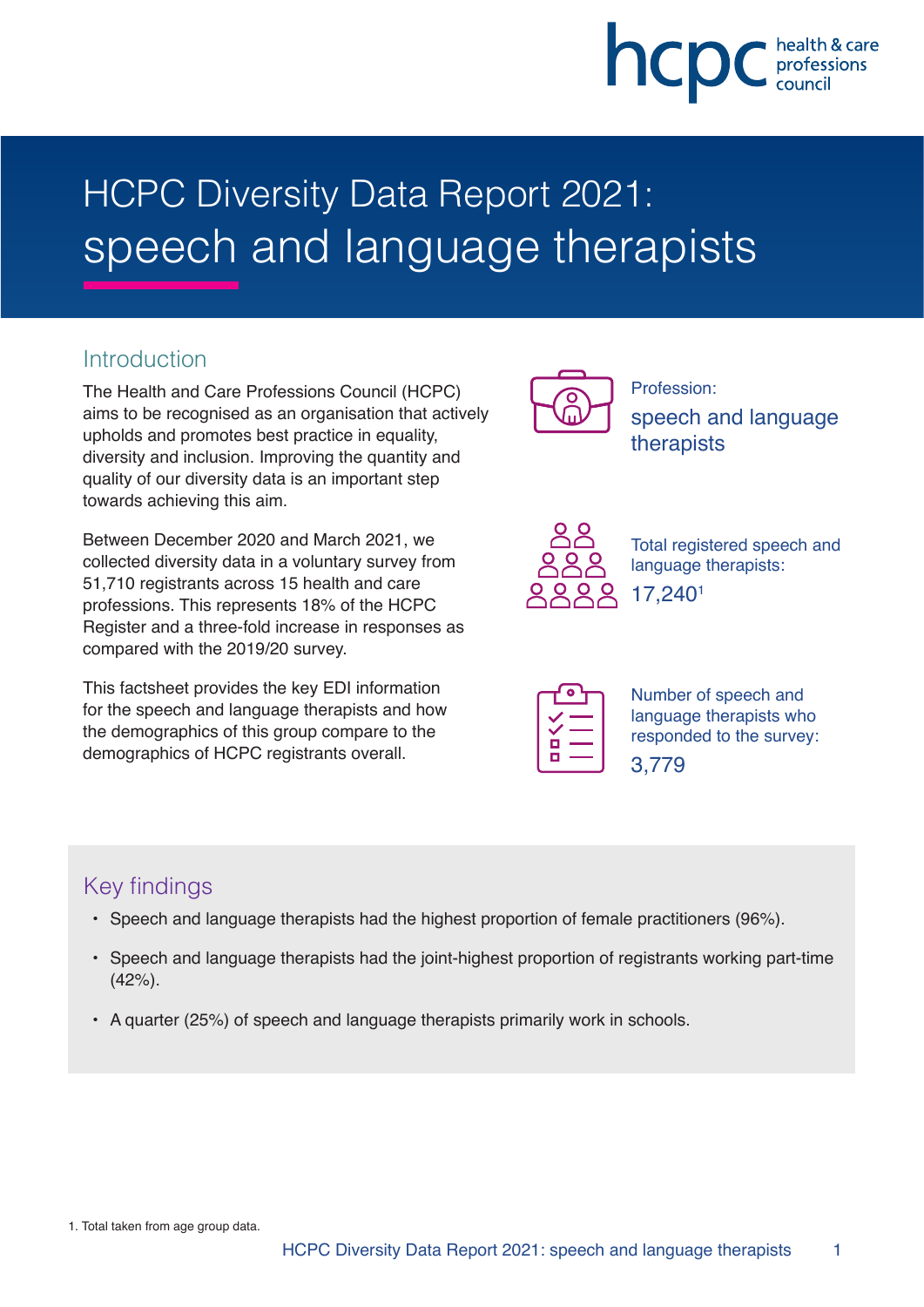# HCPC Diversity Data Report 2021: speech and language therapists

## Introduction

The Health and Care Professions Council (HCPC) aims to be recognised as an organisation that actively upholds and promotes best practice in equality, diversity and inclusion. Improving the quantity and quality of our diversity data is an important step towards achieving this aim.

Between December 2020 and March 2021, we collected diversity data in a voluntary survey from 51,710 registrants across 15 health and care professions. This represents 18% of the HCPC Register and a three-fold increase in responses as compared with the 2019/20 survey.

This factsheet provides the key EDI information for the speech and language therapists and how the demographics of this group compare to the demographics of HCPC registrants overall.

Profession:
speech and language therapists

Total registered speech and language therapists:
17,240[1]

Number of speech and language therapists who responded to the survey:
3,779

## Key findings

- Speech and language therapists had the highest proportion of female practitioners (96%).
- Speech and language therapists had the joint-highest proportion of registrants working part-time (42%).
- A quarter (25%) of speech and language therapists primarily work in schools.

1. Total taken from age group data.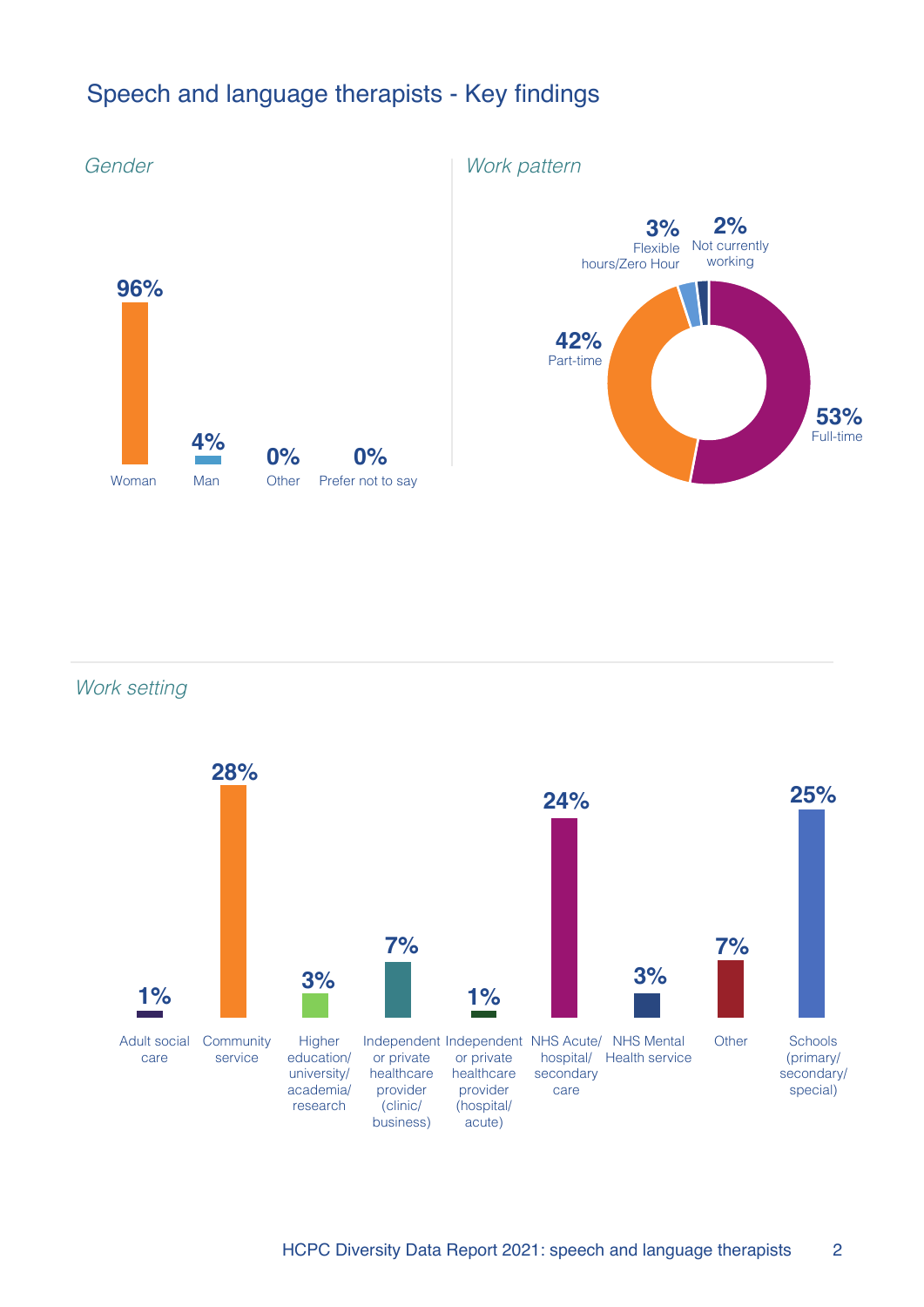# Speech and language therapists - Key findings

*Gender*

| Woman | Man | Other | Prefer not to say |
|---|---|---|---|
| 96% | 4% | 0% | 0% |

*Work pattern*

| Full-time | Part-time | Flexible hours/Zero Hour | Not currently working |
|---|---|---|---|
| 53% | 42% | 3% | 2% |

*Work setting*

| Work setting | % |
|---|---|
| Adult social care | 1% |
| Community service | 28% |
| Higher education/ university/ academia/ research | 3% |
| Independent or private healthcare provider (clinic/ business) | 7% |
| Independent or private healthcare provider (hospital/ acute) | 1% |
| NHS Acute/ hospital/ secondary care | 24% |
| NHS Mental Health service | 3% |
| Other | 7% |
| Schools (primary/ secondary/ special) | 25% |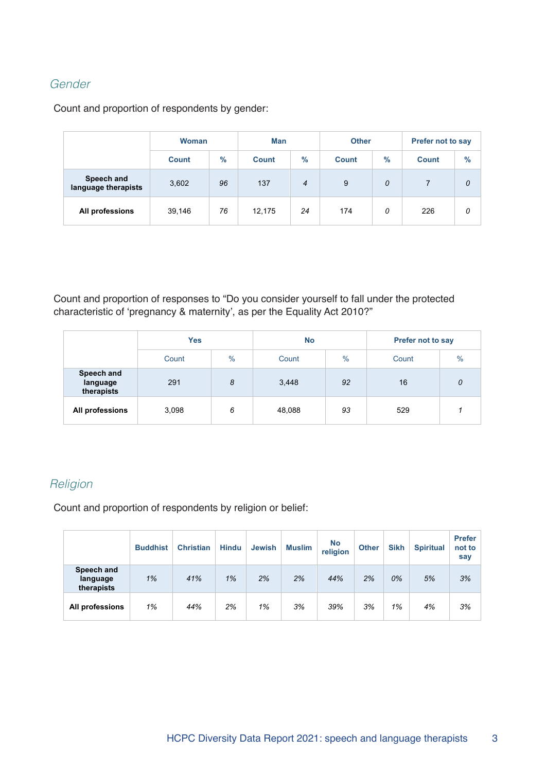## *Gender*

Count and proportion of respondents by gender:

| | Woman | | Man | | Other | | Prefer not to say | |
|---|---|---|---|---|---|---|---|---|
| | Count | % | Count | % | Count | % | Count | % |
| **Speech and language therapists** | 3,602 | *96* | 137 | *4* | 9 | *0* | 7 | *0* |
| **All professions** | 39,146 | *76* | 12,175 | *24* | 174 | *0* | 226 | *0* |

Count and proportion of responses to "Do you consider yourself to fall under the protected characteristic of 'pregnancy & maternity', as per the Equality Act 2010?"

| | Yes | | No | | Prefer not to say | |
|---|---|---|---|---|---|---|
| | Count | % | Count | % | Count | % |
| **Speech and language therapists** | 291 | *8* | 3,448 | *92* | 16 | *0* |
| **All professions** | 3,098 | *6* | 48,088 | *93* | 529 | *1* |

## *Religion*

Count and proportion of respondents by religion or belief:

| | Buddhist | Christian | Hindu | Jewish | Muslim | No religion | Other | Sikh | Spiritual | Prefer not to say |
|---|---|---|---|---|---|---|---|---|---|---|
| **Speech and language therapists** | *1%* | *41%* | *1%* | *2%* | *2%* | *44%* | *2%* | *0%* | *5%* | *3%* |
| **All professions** | *1%* | *44%* | *2%* | *1%* | *3%* | *39%* | *3%* | *1%* | *4%* | *3%* |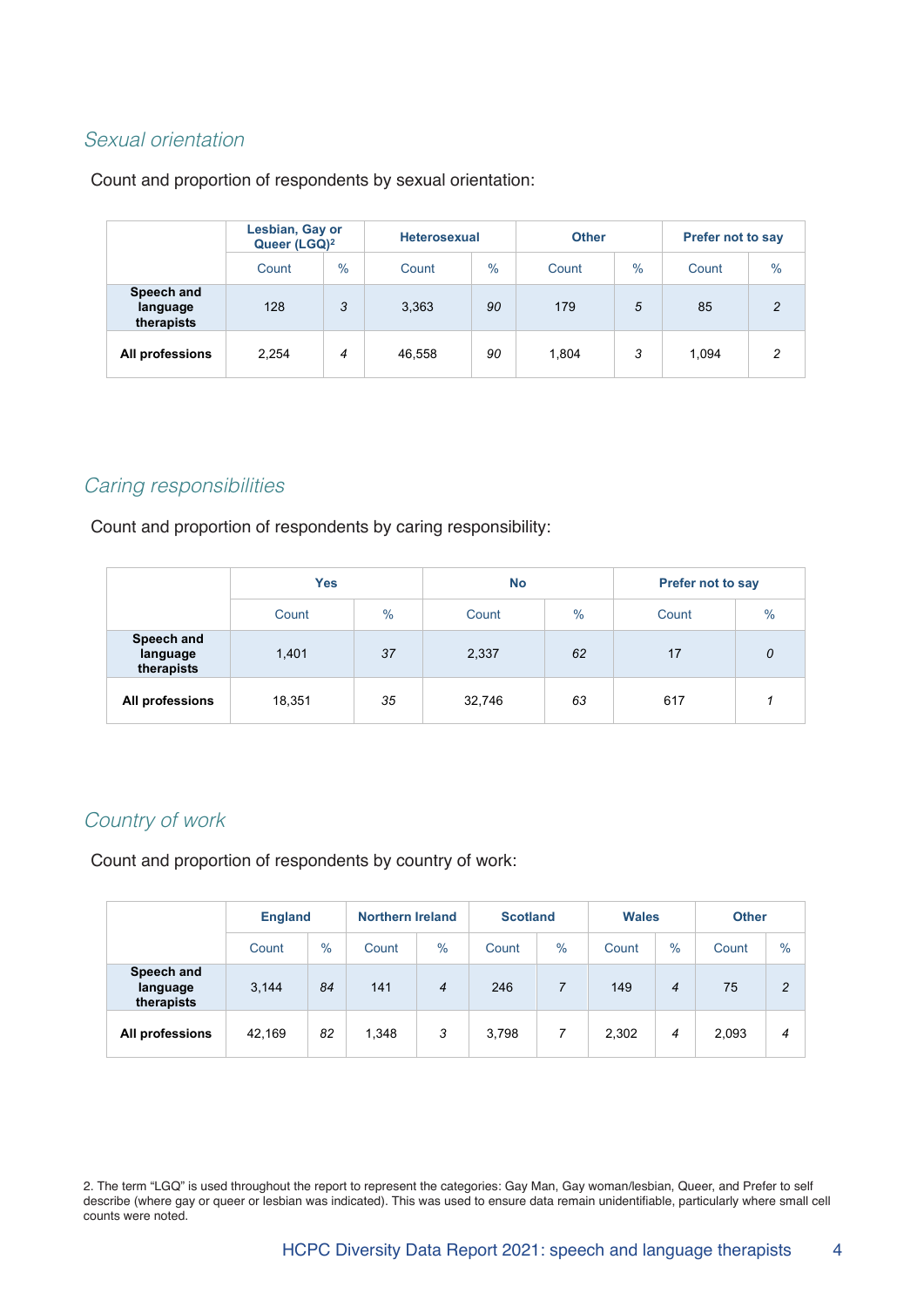### *Sexual orientation*

Count and proportion of respondents by sexual orientation:

| | Lesbian, Gay or Queer (LGQ)[2] | | Heterosexual | | Other | | Prefer not to say | |
|---|---|---|---|---|---|---|---|---|
| | Count | % | Count | % | Count | % | Count | % |
| **Speech and language therapists** | 128 | *3* | 3,363 | *90* | 179 | *5* | 85 | *2* |
| **All professions** | 2,254 | *4* | 46,558 | *90* | 1,804 | *3* | 1,094 | *2* |

### *Caring responsibilities*

Count and proportion of respondents by caring responsibility:

| | Yes | | No | | Prefer not to say | |
|---|---|---|---|---|---|---|
| | Count | % | Count | % | Count | % |
| **Speech and language therapists** | 1,401 | *37* | 2,337 | *62* | 17 | *0* |
| **All professions** | 18,351 | *35* | 32,746 | *63* | 617 | *1* |

### *Country of work*

Count and proportion of respondents by country of work:

| | England | | Northern Ireland | | Scotland | | Wales | | Other | |
|---|---|---|---|---|---|---|---|---|---|---|
| | Count | % | Count | % | Count | % | Count | % | Count | % |
| **Speech and language therapists** | 3,144 | *84* | 141 | *4* | 246 | *7* | 149 | *4* | 75 | *2* |
| **All professions** | 42,169 | *82* | 1,348 | *3* | 3,798 | *7* | 2,302 | *4* | 2,093 | *4* |

2. The term "LGQ" is used throughout the report to represent the categories: Gay Man, Gay woman/lesbian, Queer, and Prefer to self describe (where gay or queer or lesbian was indicated). This was used to ensure data remain unidentifiable, particularly where small cell counts were noted.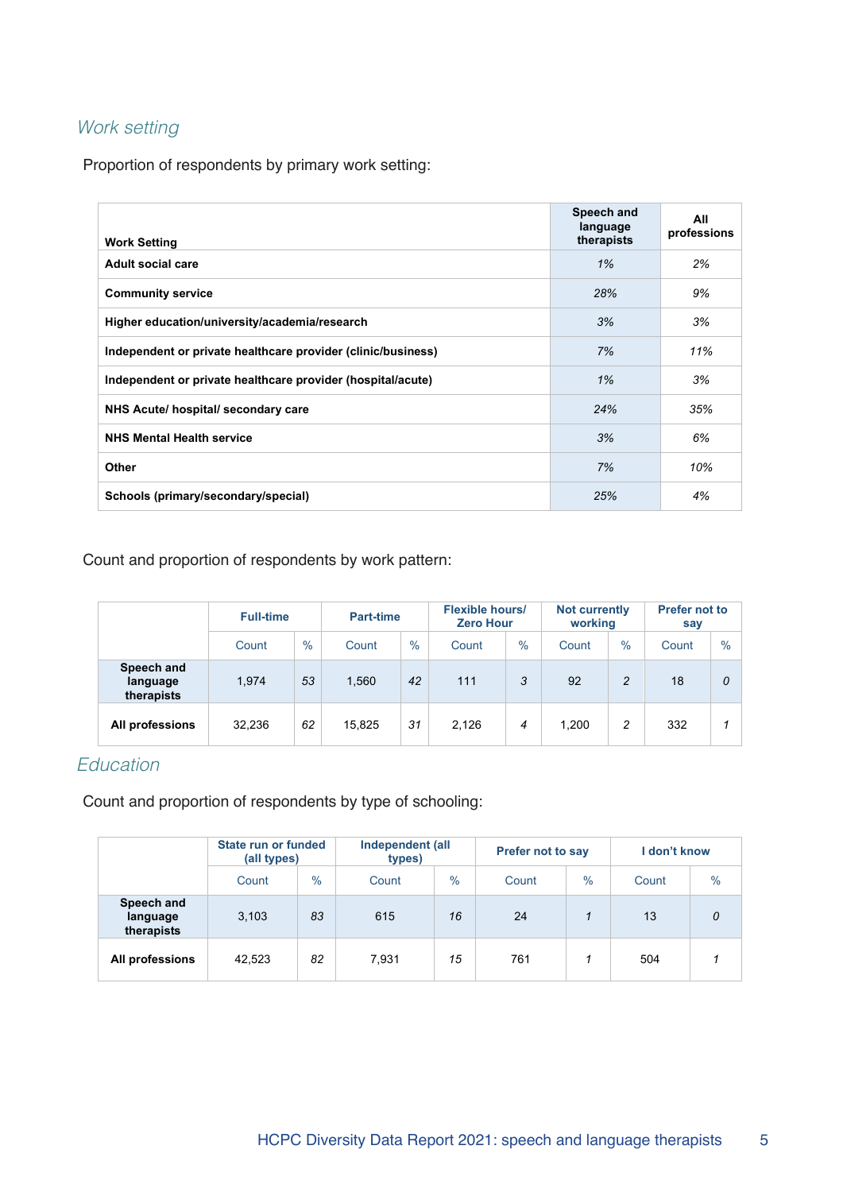## *Work setting*

Proportion of respondents by primary work setting:

| Work Setting | Speech and language therapists | All professions |
|---|---|---|
| **Adult social care** | *1%* | *2%* |
| **Community service** | *28%* | *9%* |
| **Higher education/university/academia/research** | *3%* | *3%* |
| **Independent or private healthcare provider (clinic/business)** | *7%* | *11%* |
| **Independent or private healthcare provider (hospital/acute)** | *1%* | *3%* |
| **NHS Acute/ hospital/ secondary care** | *24%* | *35%* |
| **NHS Mental Health service** | *3%* | *6%* |
| **Other** | *7%* | *10%* |
| **Schools (primary/secondary/special)** | *25%* | *4%* |

Count and proportion of respondents by work pattern:

| | Full-time | | Part-time | | Flexible hours/ Zero Hour | | Not currently working | | Prefer not to say | |
|---|---|---|---|---|---|---|---|---|---|---|
| | Count | % | Count | % | Count | % | Count | % | Count | % |
| **Speech and language therapists** | 1,974 | *53* | 1,560 | *42* | 111 | *3* | 92 | *2* | 18 | *0* |
| **All professions** | 32,236 | *62* | 15,825 | *31* | 2,126 | *4* | 1,200 | *2* | 332 | *1* |

## *Education*

Count and proportion of respondents by type of schooling:

| | State run or funded (all types) | | Independent (all types) | | Prefer not to say | | I don't know | |
|---|---|---|---|---|---|---|---|---|
| | Count | % | Count | % | Count | % | Count | % |
| **Speech and language therapists** | 3,103 | *83* | 615 | *16* | 24 | *1* | 13 | *0* |
| **All professions** | 42,523 | *82* | 7,931 | *15* | 761 | *1* | 504 | *1* |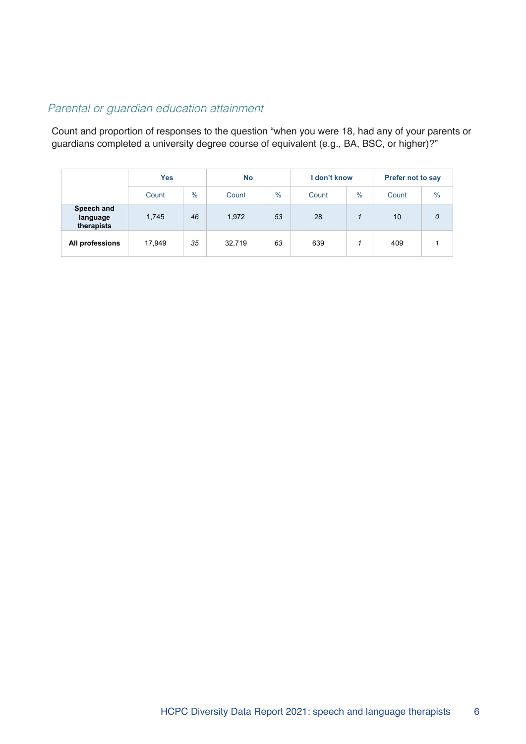### *Parental or guardian education attainment*

Count and proportion of responses to the question “when you were 18, had any of your parents or guardians completed a university degree course of equivalent (e.g., BA, BSC, or higher)?”

| | Yes | | No | | I don’t know | | Prefer not to say | |
|---|---|---|---|---|---|---|---|---|
| | Count | % | Count | % | Count | % | Count | % |
| **Speech and language therapists** | 1,745 | *46* | 1,972 | *53* | 28 | *1* | 10 | *0* |
| **All professions** | 17,949 | *35* | 32,719 | *63* | 639 | *1* | 409 | *1* |